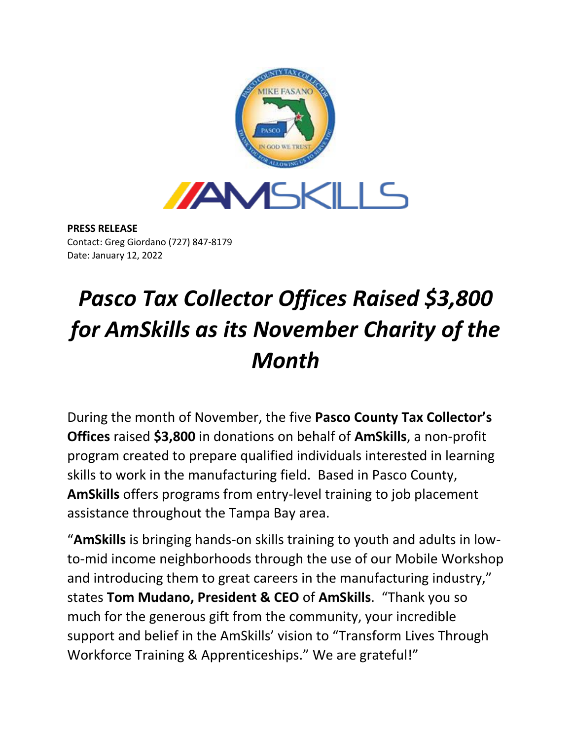**PRESS RELEASE**
Contact: Greg Giordano (727) 847-8179
Date: January 12, 2022

# *Pasco Tax Collector Offices Raised $3,800 for AmSkills as its November Charity of the Month*

During the month of November, the five **Pasco County Tax Collector's Offices** raised **$3,800** in donations on behalf of **AmSkills**, a non-profit program created to prepare qualified individuals interested in learning skills to work in the manufacturing field. Based in Pasco County, **AmSkills** offers programs from entry-level training to job placement assistance throughout the Tampa Bay area.

"**AmSkills** is bringing hands-on skills training to youth and adults in low-to-mid income neighborhoods through the use of our Mobile Workshop and introducing them to great careers in the manufacturing industry," states **Tom Mudano, President & CEO** of **AmSkills**. "Thank you so much for the generous gift from the community, your incredible support and belief in the AmSkills' vision to "Transform Lives Through Workforce Training & Apprenticeships." We are grateful!"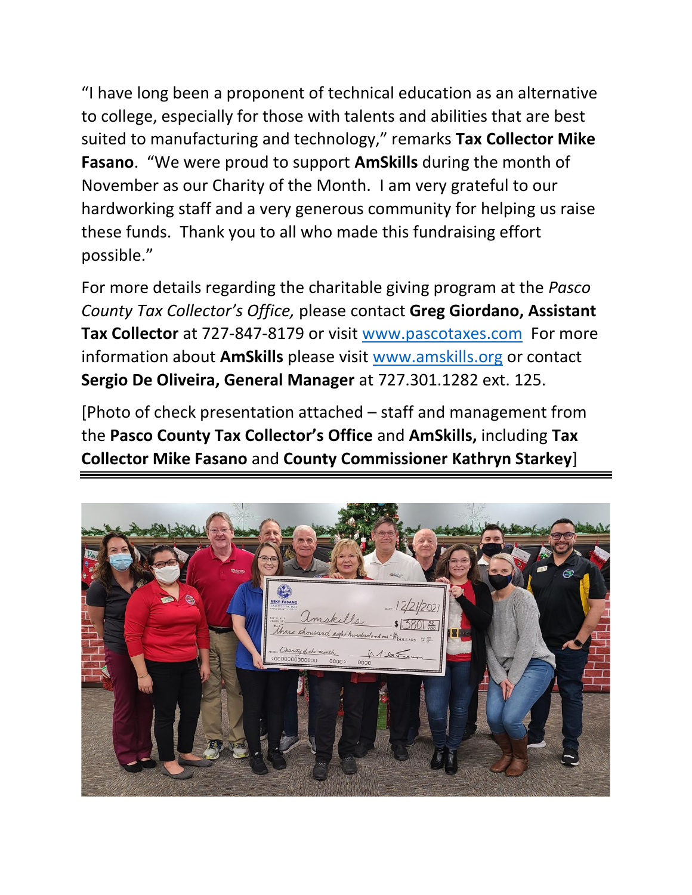"I have long been a proponent of technical education as an alternative to college, especially for those with talents and abilities that are best suited to manufacturing and technology," remarks **Tax Collector Mike Fasano**. "We were proud to support **AmSkills** during the month of November as our Charity of the Month. I am very grateful to our hardworking staff and a very generous community for helping us raise these funds. Thank you to all who made this fundraising effort possible."

For more details regarding the charitable giving program at the *Pasco County Tax Collector's Office,* please contact **Greg Giordano, Assistant Tax Collector** at 727-847-8179 or visit www.pascotaxes.com For more information about **AmSkills** please visit www.amskills.org or contact **Sergio De Oliveira, General Manager** at 727.301.1282 ext. 125.

[Photo of check presentation attached – staff and management from the **Pasco County Tax Collector's Office** and **AmSkills,** including **Tax Collector Mike Fasano** and **County Commissioner Kathryn Starkey**]

---